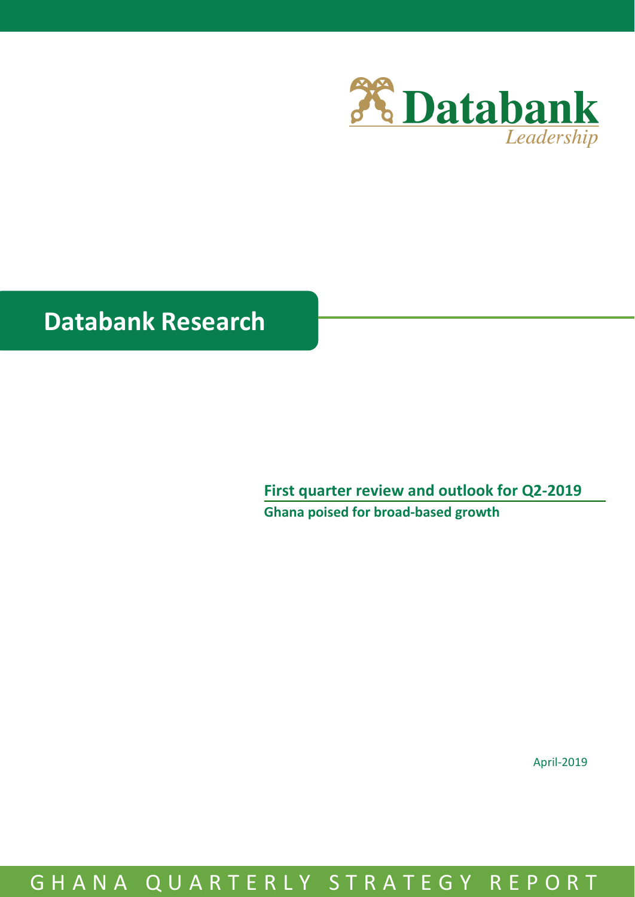Databank

*Leadership*

# Databank Research

## First quarter review and outlook for Q2-2019

**Ghana poised for broad-based growth**

April-2019

GHANA QUARTERLY STRATEGY REPORT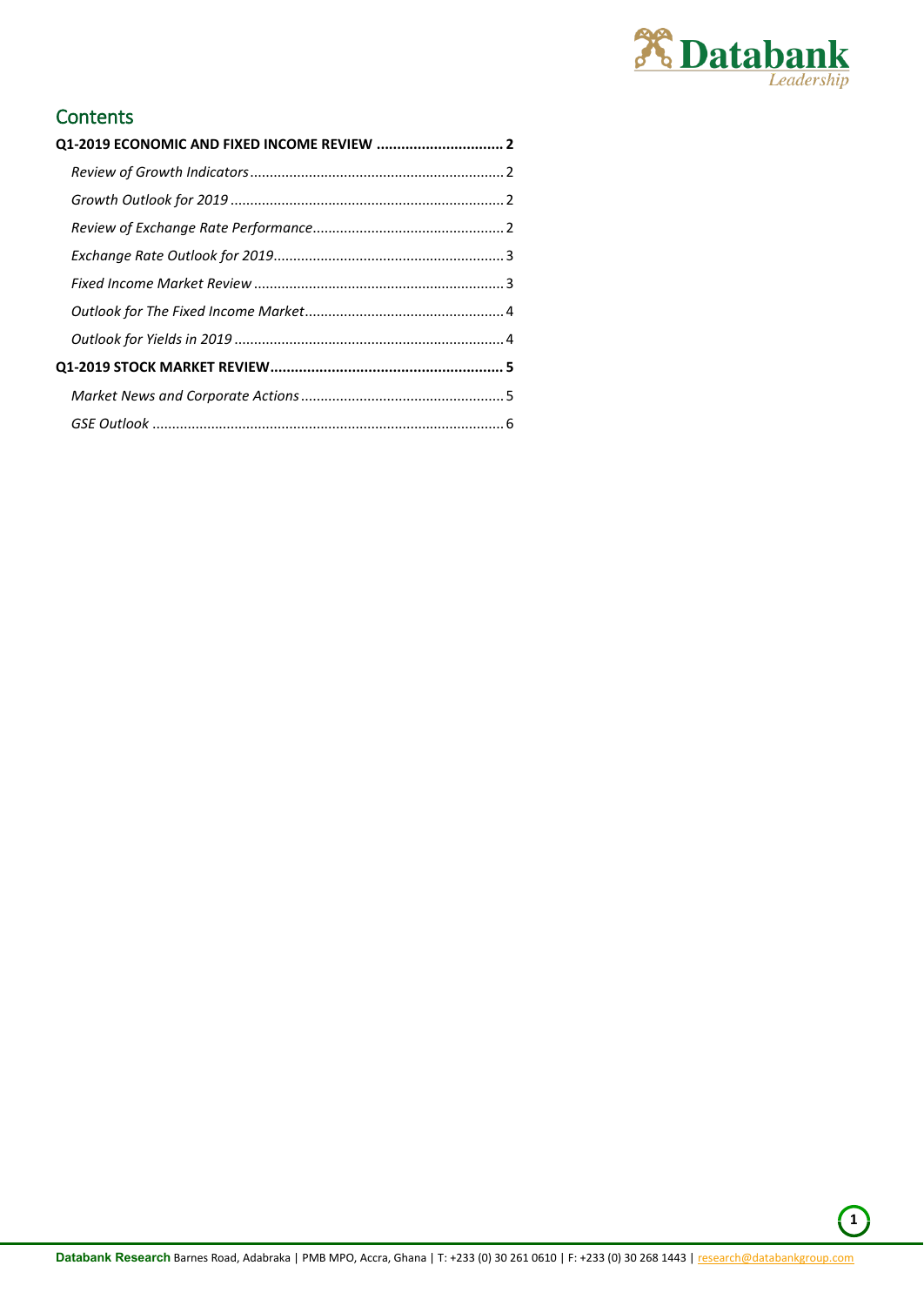# Contents

**Q1-2019 ECONOMIC AND FIXED INCOME REVIEW ............................... 2**

*Review of Growth Indicators* ............................................................. 2

*Growth Outlook for 2019* ................................................................... 2

*Review of Exchange Rate Performance* .............................................. 2

*Exchange Rate Outlook for 2019* ........................................................ 3

*Fixed Income Market Review* .............................................................. 3

*Outlook for The Fixed Income Market* ................................................ 4

*Outlook for Yields in 2019* .................................................................. 4

**Q1-2019 STOCK MARKET REVIEW ......................................................... 5**

*Market News and Corporate Actions* .................................................. 5

*GSE Outlook* ....................................................................................... 6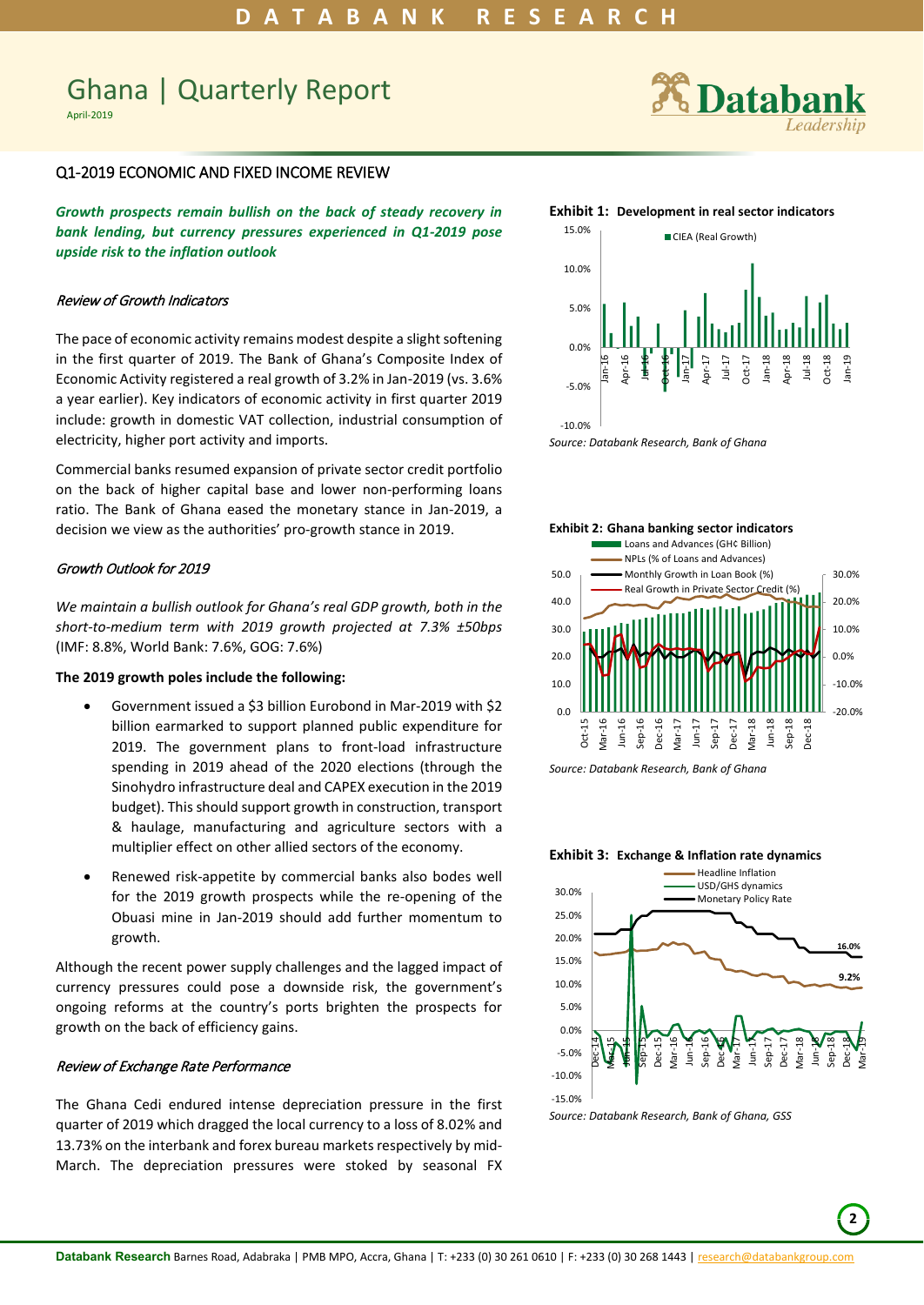# Ghana | Quarterly Report

April-2019

## Q1-2019 ECONOMIC AND FIXED INCOME REVIEW

***Growth prospects remain bullish on the back of steady recovery in bank lending, but currency pressures experienced in Q1-2019 pose upside risk to the inflation outlook***

### *Review of Growth Indicators*

The pace of economic activity remains modest despite a slight softening in the first quarter of 2019. The Bank of Ghana's Composite Index of Economic Activity registered a real growth of 3.2% in Jan-2019 (vs. 3.6% a year earlier). Key indicators of economic activity in first quarter 2019 include: growth in domestic VAT collection, industrial consumption of electricity, higher port activity and imports.

Commercial banks resumed expansion of private sector credit portfolio on the back of higher capital base and lower non-performing loans ratio. The Bank of Ghana eased the monetary stance in Jan-2019, a decision we view as the authorities' pro-growth stance in 2019.

### *Growth Outlook for 2019*

*We maintain a bullish outlook for Ghana's real GDP growth, both in the short-to-medium term with 2019 growth projected at 7.3% ±50bps* (IMF: 8.8%, World Bank: 7.6%, GOG: 7.6%)

**The 2019 growth poles include the following:**

- Government issued a $3 billion Eurobond in Mar-2019 with $2 billion earmarked to support planned public expenditure for 2019. The government plans to front-load infrastructure spending in 2019 ahead of the 2020 elections (through the Sinohydro infrastructure deal and CAPEX execution in the 2019 budget). This should support growth in construction, transport & haulage, manufacturing and agriculture sectors with a multiplier effect on other allied sectors of the economy.
- Renewed risk-appetite by commercial banks also bodes well for the 2019 growth prospects while the re-opening of the Obuasi mine in Jan-2019 should add further momentum to growth.

Although the recent power supply challenges and the lagged impact of currency pressures could pose a downside risk, the government's ongoing reforms at the country's ports brighten the prospects for growth on the back of efficiency gains.

### *Review of Exchange Rate Performance*

The Ghana Cedi endured intense depreciation pressure in the first quarter of 2019 which dragged the local currency to a loss of 8.02% and 13.73% on the interbank and forex bureau markets respectively by mid-March. The depreciation pressures were stoked by seasonal FX

**Exhibit 1: Development in real sector indicators**

*Source: Databank Research, Bank of Ghana*

**Exhibit 2: Ghana banking sector indicators**

*Source: Databank Research, Bank of Ghana*

**Exhibit 3: Exchange & Inflation rate dynamics**

*Source: Databank Research, Bank of Ghana, GSS*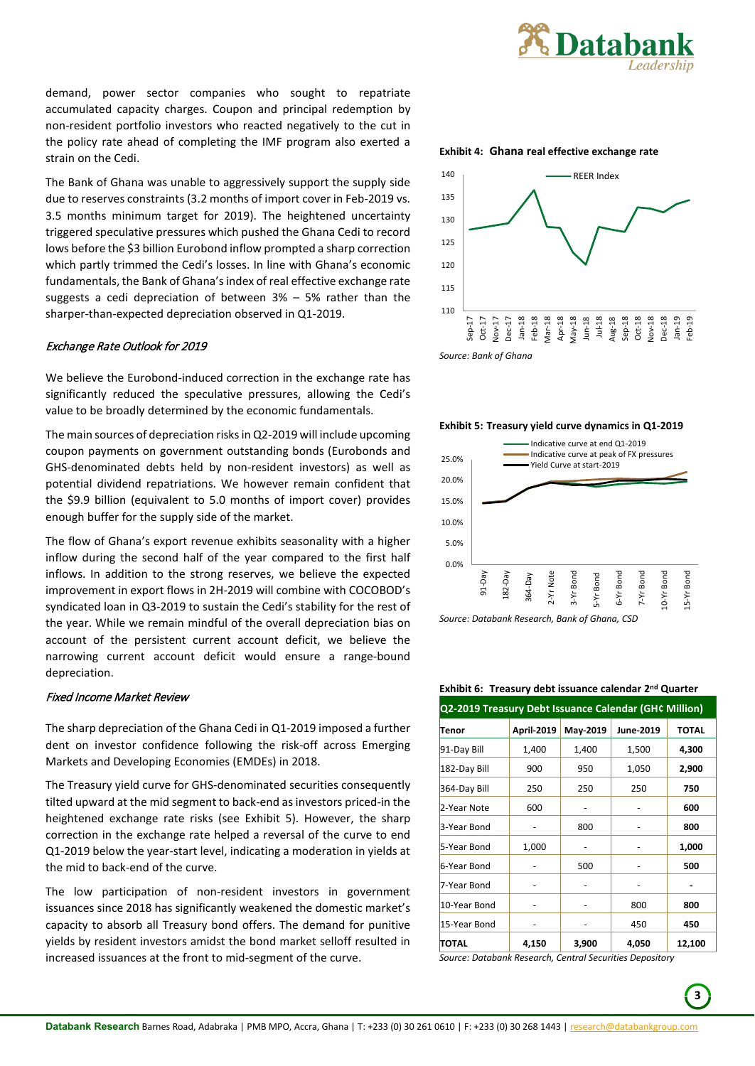demand, power sector companies who sought to repatriate accumulated capacity charges. Coupon and principal redemption by non-resident portfolio investors who reacted negatively to the cut in the policy rate ahead of completing the IMF program also exerted a strain on the Cedi.

The Bank of Ghana was unable to aggressively support the supply side due to reserves constraints (3.2 months of import cover in Feb-2019 vs. 3.5 months minimum target for 2019). The heightened uncertainty triggered speculative pressures which pushed the Ghana Cedi to record lows before the $3 billion Eurobond inflow prompted a sharp correction which partly trimmed the Cedi's losses. In line with Ghana's economic fundamentals, the Bank of Ghana's index of real effective exchange rate suggests a cedi depreciation of between 3% – 5% rather than the sharper-than-expected depreciation observed in Q1-2019.

### *Exchange Rate Outlook for 2019*

We believe the Eurobond-induced correction in the exchange rate has significantly reduced the speculative pressures, allowing the Cedi's value to be broadly determined by the economic fundamentals.

The main sources of depreciation risks in Q2-2019 will include upcoming coupon payments on government outstanding bonds (Eurobonds and GHS-denominated debts held by non-resident investors) as well as potential dividend repatriations. We however remain confident that the $9.9 billion (equivalent to 5.0 months of import cover) provides enough buffer for the supply side of the market.

The flow of Ghana's export revenue exhibits seasonality with a higher inflow during the second half of the year compared to the first half inflows. In addition to the strong reserves, we believe the expected improvement in export flows in 2H-2019 will combine with COCOBOD's syndicated loan in Q3-2019 to sustain the Cedi's stability for the rest of the year. While we remain mindful of the overall depreciation bias on account of the persistent current account deficit, we believe the narrowing current account deficit would ensure a range-bound depreciation.

### *Fixed Income Market Review*

The sharp depreciation of the Ghana Cedi in Q1-2019 imposed a further dent on investor confidence following the risk-off across Emerging Markets and Developing Economies (EMDEs) in 2018.

The Treasury yield curve for GHS-denominated securities consequently tilted upward at the mid segment to back-end as investors priced-in the heightened exchange rate risks (see Exhibit 5). However, the sharp correction in the exchange rate helped a reversal of the curve to end Q1-2019 below the year-start level, indicating a moderation in yields at the mid to back-end of the curve.

The low participation of non-resident investors in government issuances since 2018 has significantly weakened the domestic market's capacity to absorb all Treasury bond offers. The demand for punitive yields by resident investors amidst the bond market selloff resulted in increased issuances at the front to mid-segment of the curve.

**Exhibit 4: Ghana real effective exchange rate**

*Source: Bank of Ghana*

**Exhibit 5: Treasury yield curve dynamics in Q1-2019**

*Source: Databank Research, Bank of Ghana, CSD*

**Exhibit 6: Treasury debt issuance calendar 2nd Quarter**

| Q2-2019 Treasury Debt Issuance Calendar (GH¢ Million) | | | | |
|---|---|---|---|---|
| **Tenor** | **April-2019** | **May-2019** | **June-2019** | **TOTAL** |
| 91-Day Bill | 1,400 | 1,400 | 1,500 | **4,300** |
| 182-Day Bill | 900 | 950 | 1,050 | **2,900** |
| 364-Day Bill | 250 | 250 | 250 | **750** |
| 2-Year Note | 600 | - | - | **600** |
| 3-Year Bond | - | 800 | - | **800** |
| 5-Year Bond | 1,000 | - | - | **1,000** |
| 6-Year Bond | - | 500 | - | **500** |
| 7-Year Bond | - | - | - | **-** |
| 10-Year Bond | - | - | 800 | **800** |
| 15-Year Bond | - | - | 450 | **450** |
| **TOTAL** | **4,150** | **3,900** | **4,050** | **12,100** |

*Source: Databank Research, Central Securities Depository*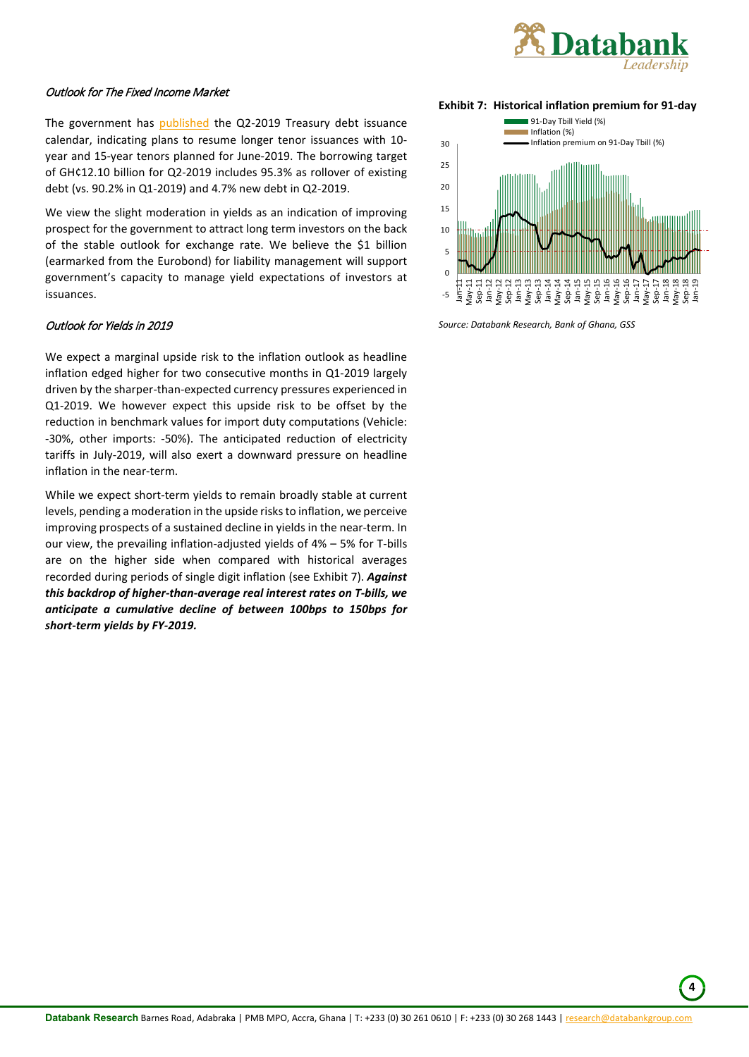*Outlook for The Fixed Income Market*

The government has published the Q2-2019 Treasury debt issuance calendar, indicating plans to resume longer tenor issuances with 10-year and 15-year tenors planned for June-2019. The borrowing target of GH¢12.10 billion for Q2-2019 includes 95.3% as rollover of existing debt (vs. 90.2% in Q1-2019) and 4.7% new debt in Q2-2019.

We view the slight moderation in yields as an indication of improving prospect for the government to attract long term investors on the back of the stable outlook for exchange rate. We believe the $1 billion (earmarked from the Eurobond) for liability management will support government's capacity to manage yield expectations of investors at issuances.

*Outlook for Yields in 2019*

We expect a marginal upside risk to the inflation outlook as headline inflation edged higher for two consecutive months in Q1-2019 largely driven by the sharper-than-expected currency pressures experienced in Q1-2019. We however expect this upside risk to be offset by the reduction in benchmark values for import duty computations (Vehicle: -30%, other imports: -50%). The anticipated reduction of electricity tariffs in July-2019, will also exert a downward pressure on headline inflation in the near-term.

While we expect short-term yields to remain broadly stable at current levels, pending a moderation in the upside risks to inflation, we perceive improving prospects of a sustained decline in yields in the near-term. In our view, the prevailing inflation-adjusted yields of 4% – 5% for T-bills are on the higher side when compared with historical averages recorded during periods of single digit inflation (see Exhibit 7). ***Against this backdrop of higher-than-average real interest rates on T-bills, we anticipate a cumulative decline of between 100bps to 150bps for short-term yields by FY-2019.***

**Exhibit 7: Historical inflation premium for 91-day**

*Source: Databank Research, Bank of Ghana, GSS*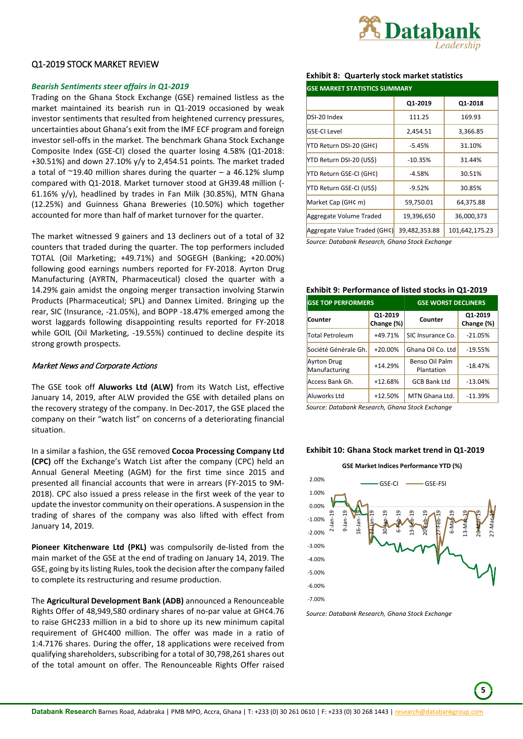## Q1-2019 STOCK MARKET REVIEW

***Bearish Sentiments steer affairs in Q1-2019***

Trading on the Ghana Stock Exchange (GSE) remained listless as the market maintained its bearish run in Q1-2019 occasioned by weak investor sentiments that resulted from heightened currency pressures, uncertainties about Ghana's exit from the IMF ECF program and foreign investor sell-offs in the market. The benchmark Ghana Stock Exchange Composite Index (GSE-CI) closed the quarter losing 4.58% (Q1-2018: +30.51%) and down 27.10% y/y to 2,454.51 points. The market traded a total of ~19.40 million shares during the quarter – a 46.12% slump compared with Q1-2018. Market turnover stood at GH39.48 million (-61.16% y/y), headlined by trades in Fan Milk (30.85%), MTN Ghana (12.25%) and Guinness Ghana Breweries (10.50%) which together accounted for more than half of market turnover for the quarter.

The market witnessed 9 gainers and 13 decliners out of a total of 32 counters that traded during the quarter. The top performers included TOTAL (Oil Marketing; +49.71%) and SOGEGH (Banking; +20.00%) following good earnings numbers reported for FY-2018. Ayrton Drug Manufacturing (AYRTN, Pharmaceutical) closed the quarter with a 14.29% gain amidst the ongoing merger transaction involving Starwin Products (Pharmaceutical; SPL) and Dannex Limited. Bringing up the rear, SIC (Insurance, -21.05%), and BOPP -18.47% emerged among the worst laggards following disappointing results reported for FY-2018 while GOIL (Oil Marketing, -19.55%) continued to decline despite its strong growth prospects.

*Market News and Corporate Actions*

The GSE took off **Aluworks Ltd (ALW)** from its Watch List, effective January 14, 2019, after ALW provided the GSE with detailed plans on the recovery strategy of the company. In Dec-2017, the GSE placed the company on their "watch list" on concerns of a deteriorating financial situation.

In a similar a fashion, the GSE removed **Cocoa Processing Company Ltd (CPC)** off the Exchange's Watch List after the company (CPC) held an Annual General Meeting (AGM) for the first time since 2015 and presented all financial accounts that were in arrears (FY-2015 to 9M-2018). CPC also issued a press release in the first week of the year to update the investor community on their operations. A suspension in the trading of shares of the company was also lifted with effect from January 14, 2019.

**Pioneer Kitchenware Ltd (PKL)** was compulsorily de-listed from the main market of the GSE at the end of trading on January 14, 2019. The GSE, going by its listing Rules, took the decision after the company failed to complete its restructuring and resume production.

The **Agricultural Development Bank (ADB)** announced a Renounceable Rights Offer of 48,949,580 ordinary shares of no-par value at GH¢4.76 to raise GH¢233 million in a bid to shore up its new minimum capital requirement of GH¢400 million. The offer was made in a ratio of 1:4.7176 shares. During the offer, 18 applications were received from qualifying shareholders, subscribing for a total of 30,798,261 shares out of the total amount on offer. The Renounceable Rights Offer raised

**Exhibit 8: Quarterly stock market statistics**

| GSE MARKET STATISTICS SUMMARY | | |
|---|---|---|
| | Q1-2019 | Q1-2018 |
| DSI-20 Index | 111.25 | 169.93 |
| GSE-CI Level | 2,454.51 | 3,366.85 |
| YTD Return DSI-20 (GH¢) | -5.45% | 31.10% |
| YTD Return DSI-20 (US$) | -10.35% | 31.44% |
| YTD Return GSE-CI (GH¢) | -4.58% | 30.51% |
| YTD Return GSE-CI (US$) | -9.52% | 30.85% |
| Market Cap (GH¢ m) | 59,750.01 | 64,375.88 |
| Aggregate Volume Traded | 19,396,650 | 36,000,373 |
| Aggregate Value Traded (GH¢) | 39,482,353.88 | 101,642,175.23 |

*Source: Databank Research, Ghana Stock Exchange*

**Exhibit 9: Performance of listed stocks in Q1-2019**

| GSE TOP PERFORMERS | | GSE WORST DECLINERS | |
|---|---|---|---|
| Counter | Q1-2019 Change (%) | Counter | Q1-2019 Change (%) |
| Total Petroleum | +49.71% | SIC Insurance Co. | -21.05% |
| Société Générale Gh. | +20.00% | Ghana Oil Co. Ltd | -19.55% |
| Ayrton Drug Manufacturing | +14.29% | Benso Oil Palm Plantation | -18.47% |
| Access Bank Gh. | +12.68% | GCB Bank Ltd | -13.04% |
| Aluworks Ltd | +12.50% | MTN Ghana Ltd. | -11.39% |

*Source: Databank Research, Ghana Stock Exchange*

**Exhibit 10: Ghana Stock market trend in Q1-2019**

*Source: Databank Research, Ghana Stock Exchange*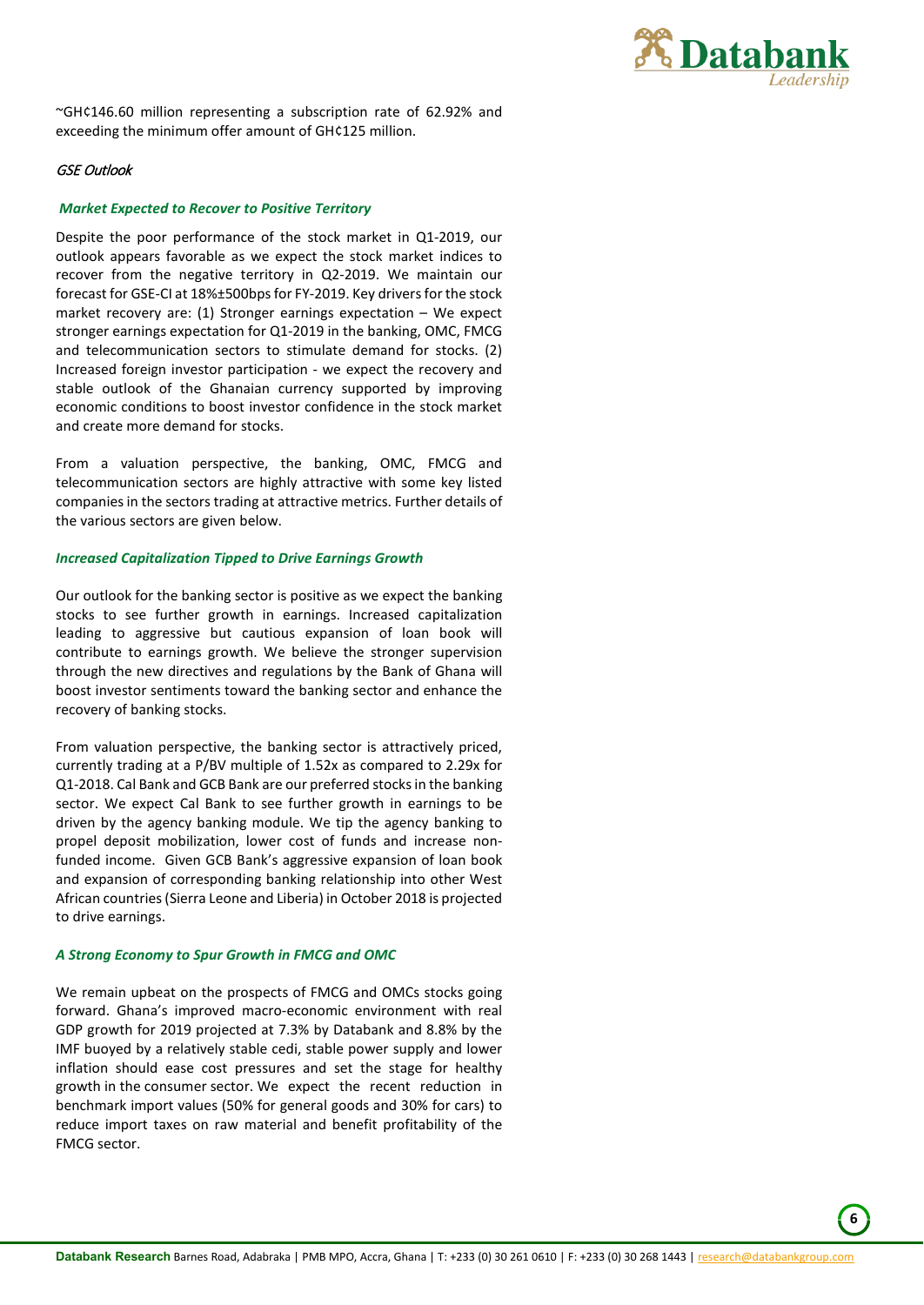~GH¢146.60 million representing a subscription rate of 62.92% and exceeding the minimum offer amount of GH¢125 million.

### *GSE Outlook*

#### *Market Expected to Recover to Positive Territory*

Despite the poor performance of the stock market in Q1-2019, our outlook appears favorable as we expect the stock market indices to recover from the negative territory in Q2-2019. We maintain our forecast for GSE-CI at 18%±500bps for FY-2019. Key drivers for the stock market recovery are: (1) Stronger earnings expectation – We expect stronger earnings expectation for Q1-2019 in the banking, OMC, FMCG and telecommunication sectors to stimulate demand for stocks. (2) Increased foreign investor participation - we expect the recovery and stable outlook of the Ghanaian currency supported by improving economic conditions to boost investor confidence in the stock market and create more demand for stocks.

From a valuation perspective, the banking, OMC, FMCG and telecommunication sectors are highly attractive with some key listed companies in the sectors trading at attractive metrics. Further details of the various sectors are given below.

#### *Increased Capitalization Tipped to Drive Earnings Growth*

Our outlook for the banking sector is positive as we expect the banking stocks to see further growth in earnings. Increased capitalization leading to aggressive but cautious expansion of loan book will contribute to earnings growth. We believe the stronger supervision through the new directives and regulations by the Bank of Ghana will boost investor sentiments toward the banking sector and enhance the recovery of banking stocks.

From valuation perspective, the banking sector is attractively priced, currently trading at a P/BV multiple of 1.52x as compared to 2.29x for Q1-2018. Cal Bank and GCB Bank are our preferred stocks in the banking sector. We expect Cal Bank to see further growth in earnings to be driven by the agency banking module. We tip the agency banking to propel deposit mobilization, lower cost of funds and increase non-funded income. Given GCB Bank's aggressive expansion of loan book and expansion of corresponding banking relationship into other West African countries (Sierra Leone and Liberia) in October 2018 is projected to drive earnings.

#### *A Strong Economy to Spur Growth in FMCG and OMC*

We remain upbeat on the prospects of FMCG and OMCs stocks going forward. Ghana's improved macro-economic environment with real GDP growth for 2019 projected at 7.3% by Databank and 8.8% by the IMF buoyed by a relatively stable cedi, stable power supply and lower inflation should ease cost pressures and set the stage for healthy growth in the consumer sector. We expect the recent reduction in benchmark import values (50% for general goods and 30% for cars) to reduce import taxes on raw material and benefit profitability of the FMCG sector.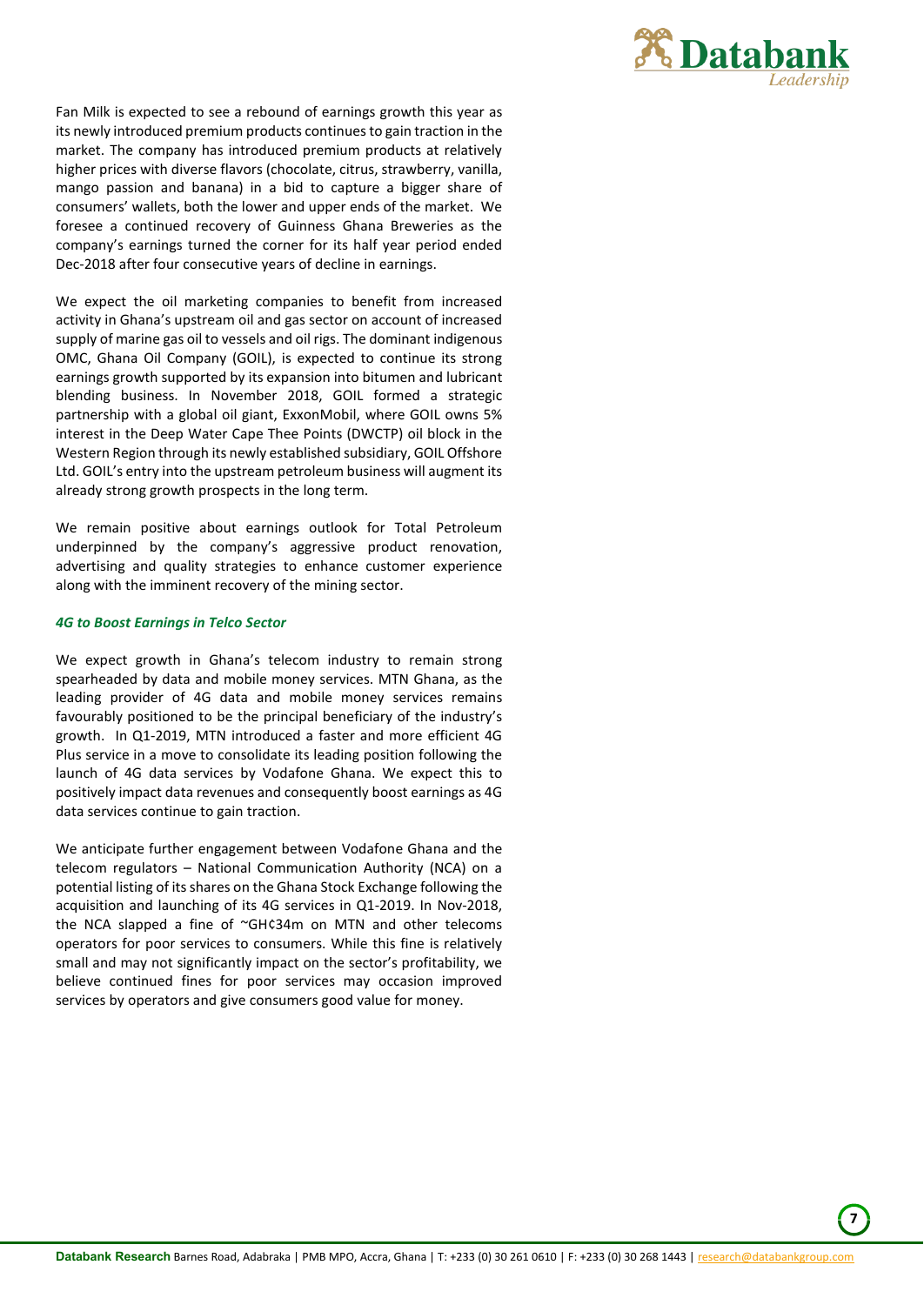Fan Milk is expected to see a rebound of earnings growth this year as its newly introduced premium products continues to gain traction in the market. The company has introduced premium products at relatively higher prices with diverse flavors (chocolate, citrus, strawberry, vanilla, mango passion and banana) in a bid to capture a bigger share of consumers' wallets, both the lower and upper ends of the market. We foresee a continued recovery of Guinness Ghana Breweries as the company's earnings turned the corner for its half year period ended Dec-2018 after four consecutive years of decline in earnings.

We expect the oil marketing companies to benefit from increased activity in Ghana's upstream oil and gas sector on account of increased supply of marine gas oil to vessels and oil rigs. The dominant indigenous OMC, Ghana Oil Company (GOIL), is expected to continue its strong earnings growth supported by its expansion into bitumen and lubricant blending business. In November 2018, GOIL formed a strategic partnership with a global oil giant, ExxonMobil, where GOIL owns 5% interest in the Deep Water Cape Thee Points (DWCTP) oil block in the Western Region through its newly established subsidiary, GOIL Offshore Ltd. GOIL's entry into the upstream petroleum business will augment its already strong growth prospects in the long term.

We remain positive about earnings outlook for Total Petroleum underpinned by the company's aggressive product renovation, advertising and quality strategies to enhance customer experience along with the imminent recovery of the mining sector.

### *4G to Boost Earnings in Telco Sector*

We expect growth in Ghana's telecom industry to remain strong spearheaded by data and mobile money services. MTN Ghana, as the leading provider of 4G data and mobile money services remains favourably positioned to be the principal beneficiary of the industry's growth. In Q1-2019, MTN introduced a faster and more efficient 4G Plus service in a move to consolidate its leading position following the launch of 4G data services by Vodafone Ghana. We expect this to positively impact data revenues and consequently boost earnings as 4G data services continue to gain traction.

We anticipate further engagement between Vodafone Ghana and the telecom regulators – National Communication Authority (NCA) on a potential listing of its shares on the Ghana Stock Exchange following the acquisition and launching of its 4G services in Q1-2019. In Nov-2018, the NCA slapped a fine of ~GH¢34m on MTN and other telecoms operators for poor services to consumers. While this fine is relatively small and may not significantly impact on the sector's profitability, we believe continued fines for poor services may occasion improved services by operators and give consumers good value for money.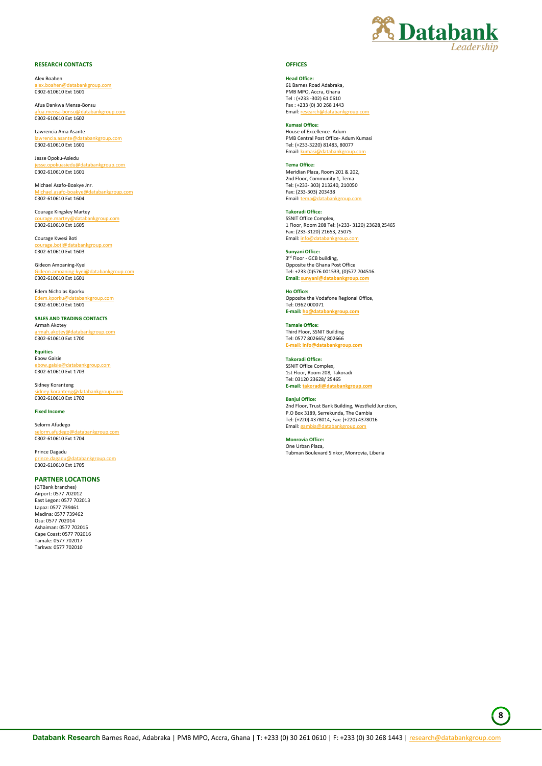## RESEARCH CONTACTS

Alex Boahen
alex.boahen@databankgroup.com
0302-610610 Ext 1601

Afua Dankwa Mensa-Bonsu
afua.mensa-bonsu@databankgroup.com
0302-610610 Ext 1602

Lawrencia Ama Asante
lawrencia.asante@databankgroup.com
0302-610610 Ext 1601

Jesse Opoku-Asiedu
jesse.opokuasiedu@databankgroup.com
0302-610610 Ext 1601

Michael Asafo-Boakye Jnr.
Michael.asafo-boakye@databankgroup.com
0302-610610 Ext 1604

Courage Kingsley Martey
courage.martey@databankgroup.com
0302-610610 Ext 1605

Courage Kwesi Boti
courage.boti@databankgroup.com
0302-610610 Ext 1603

Gideon Amoaning-Kyei
Gideon.amoaning-kyei@databankgroup.com
0302-610610 Ext 1601

Edem Nicholas Kporku
Edem.kporku@databankgroup.com
0302-610610 Ext 1601

### SALES AND TRADING CONTACTS

Armah Akotey
armah.akotey@databankgroup.com
0302-610610 Ext 1700

**Equities**

Ebow Gaisie
ebow.gaisie@databankgroup.com
0302-610610 Ext 1703

Sidney Koranteng
sidney.koranteng@databankgroup.com
0302-610610 Ext 1702

**Fixed Income**

Selorm Afudego
selorm.afudego@databankgroup.com
0302-610610 Ext 1704

Prince Dagadu
prince.dagadu@databankgroup.com
0302-610610 Ext 1705

## PARTNER LOCATIONS

(GTBank branches)
Airport: 0577 702012
East Legon: 0577 702013
Lapaz: 0577 739461
Madina: 0577 739462
Osu: 0577 702014
Ashaiman: 0577 702015
Cape Coast: 0577 702016
Tamale: 0577 702017
Tarkwa: 0577 702010

## OFFICES

**Head Office:**
61 Barnes Road Adabraka,
PMB MPO, Accra, Ghana
Tel : (+233 -302) 61 0610
Fax : +233 (0) 30 268 1443
Email: research@databankgroup.com

**Kumasi Office:**
House of Excellence- Adum
PMB Central Post Office- Adum Kumasi
Tel: (+233-3220) 81483, 80077
Email: kumasi@databankgroup.com

**Tema Office:**
Meridian Plaza, Room 201 & 202,
2nd Floor, Community 1, Tema
Tel: (+233- 303) 213240, 210050
Fax: (233-303) 203438
Email: tema@databankgroup.com

**Takoradi Office:**
SSNIT Office Complex,
1 Floor, Room 208 Tel: (+233- 3120) 23628,25465
Fax: (233-3120) 21653, 25075
Email: info@databankgroup.com

**Sunyani Office:**
3rd Floor - GCB building,
Opposite the Ghana Post Office
Tel: +233 (0)576 001533, (0)577 704516.
**Email: sunyani@databankgroup.com**

**Ho Office:**
Opposite the Vodafone Regional Office,
Tel: 0362 000071
**E-mail: ho@databankgroup.com**

**Tamale Office:**
Third Floor, SSNIT Building
Tel: 0577 802665/ 802666
**E-mail: info@databankgroup.com**

**Takoradi Office:**
SSNIT Office Complex,
1st Floor, Room 208, Takoradi
Tel: 03120 23628/ 25465
**E-mail: takoradi@databankgroup.com**

**Banjul Office:**
2nd Floor, Trust Bank Building, Westfield Junction,
P.O Box 3189, Serrekunda, The Gambia
Tel: (+220) 4378014, Fax: (+220) 4378016
Email: gambia@databankgroup.com

**Monrovia Office:**
One Urban Plaza,
Tubman Boulevard Sinkor, Monrovia, Liberia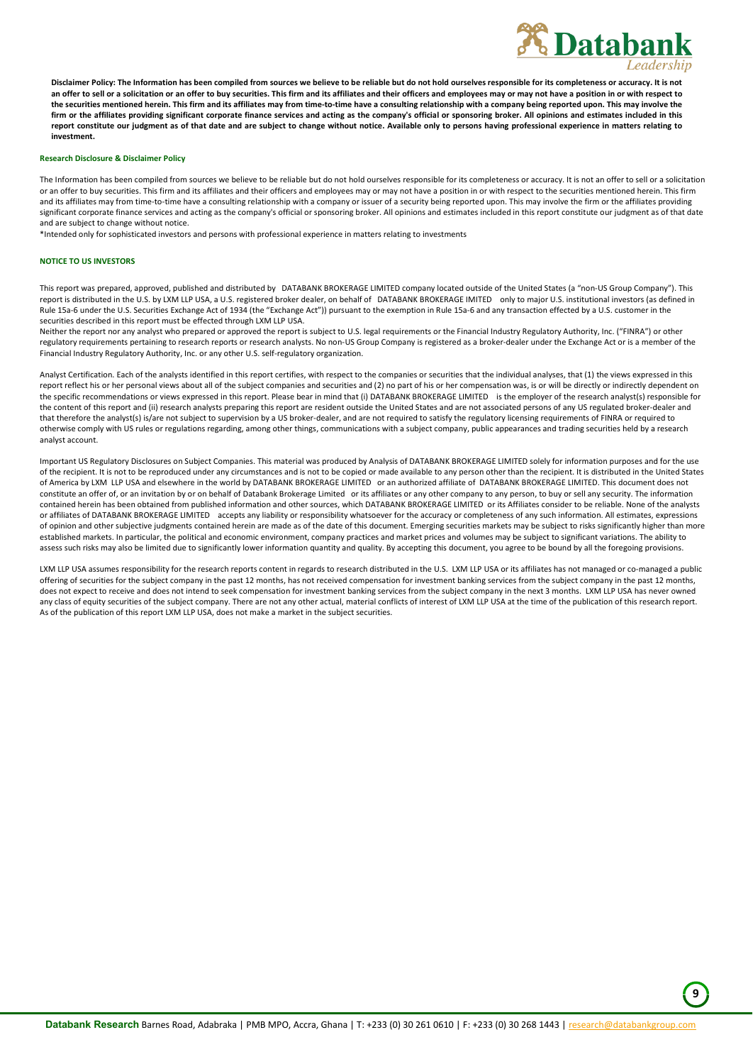**Disclaimer Policy: The Information has been compiled from sources we believe to be reliable but do not hold ourselves responsible for its completeness or accuracy. It is not an offer to sell or a solicitation or an offer to buy securities. This firm and its affiliates and their officers and employees may or may not have a position in or with respect to the securities mentioned herein. This firm and its affiliates may from time-to-time have a consulting relationship with a company being reported upon. This may involve the firm or the affiliates providing significant corporate finance services and acting as the company's official or sponsoring broker. All opinions and estimates included in this report constitute our judgment as of that date and are subject to change without notice. Available only to persons having professional experience in matters relating to investment.**

#### Research Disclosure & Disclaimer Policy

The Information has been compiled from sources we believe to be reliable but do not hold ourselves responsible for its completeness or accuracy. It is not an offer to sell or a solicitation or an offer to buy securities. This firm and its affiliates and their officers and employees may or may not have a position in or with respect to the securities mentioned herein. This firm and its affiliates may from time-to-time have a consulting relationship with a company or issuer of a security being reported upon. This may involve the firm or the affiliates providing significant corporate finance services and acting as the company's official or sponsoring broker. All opinions and estimates included in this report constitute our judgment as of that date and are subject to change without notice.

*Intended only for sophisticated investors and persons with professional experience in matters relating to investments

#### NOTICE TO US INVESTORS

This report was prepared, approved, published and distributed by DATABANK BROKERAGE LIMITED company located outside of the United States (a "non-US Group Company"). This report is distributed in the U.S. by LXM LLP USA, a U.S. registered broker dealer, on behalf of DATABANK BROKERAGE IMITED only to major U.S. institutional investors (as defined in Rule 15a-6 under the U.S. Securities Exchange Act of 1934 (the "Exchange Act")) pursuant to the exemption in Rule 15a-6 and any transaction effected by a U.S. customer in the securities described in this report must be effected through LXM LLP USA.

Neither the report nor any analyst who prepared or approved the report is subject to U.S. legal requirements or the Financial Industry Regulatory Authority, Inc. ("FINRA") or other regulatory requirements pertaining to research reports or research analysts. No non-US Group Company is registered as a broker-dealer under the Exchange Act or is a member of the Financial Industry Regulatory Authority, Inc. or any other U.S. self-regulatory organization.

Analyst Certification. Each of the analysts identified in this report certifies, with respect to the companies or securities that the individual analyses, that (1) the views expressed in this report reflect his or her personal views about all of the subject companies and securities and (2) no part of his or her compensation was, is or will be directly or indirectly dependent on the specific recommendations or views expressed in this report. Please bear in mind that (i) DATABANK BROKERAGE LIMITED is the employer of the research analyst(s) responsible for the content of this report and (ii) research analysts preparing this report are resident outside the United States and are not associated persons of any US regulated broker-dealer and that therefore the analyst(s) is/are not subject to supervision by a US broker-dealer, and are not required to satisfy the regulatory licensing requirements of FINRA or required to otherwise comply with US rules or regulations regarding, among other things, communications with a subject company, public appearances and trading securities held by a research analyst account.

Important US Regulatory Disclosures on Subject Companies. This material was produced by Analysis of DATABANK BROKERAGE LIMITED solely for information purposes and for the use of the recipient. It is not to be reproduced under any circumstances and is not to be copied or made available to any person other than the recipient. It is distributed in the United States of America by LXM LLP USA and elsewhere in the world by DATABANK BROKERAGE LIMITED or an authorized affiliate of DATABANK BROKERAGE LIMITED. This document does not constitute an offer of, or an invitation by or on behalf of Databank Brokerage Limited or its affiliates or any other company to any person, to buy or sell any security. The information contained herein has been obtained from published information and other sources, which DATABANK BROKERAGE LIMITED or its Affiliates consider to be reliable. None of the analysts or affiliates of DATABANK BROKERAGE LIMITED accepts any liability or responsibility whatsoever for the accuracy or completeness of any such information. All estimates, expressions of opinion and other subjective judgments contained herein are made as of the date of this document. Emerging securities markets may be subject to risks significantly higher than more established markets. In particular, the political and economic environment, company practices and market prices and volumes may be subject to significant variations. The ability to assess such risks may also be limited due to significantly lower information quantity and quality. By accepting this document, you agree to be bound by all the foregoing provisions.

LXM LLP USA assumes responsibility for the research reports content in regards to research distributed in the U.S. LXM LLP USA or its affiliates has not managed or co-managed a public offering of securities for the subject company in the past 12 months, has not received compensation for investment banking services from the subject company in the past 12 months, does not expect to receive and does not intend to seek compensation for investment banking services from the subject company in the next 3 months. LXM LLP USA has never owned any class of equity securities of the subject company. There are not any other actual, material conflicts of interest of LXM LLP USA at the time of the publication of this research report. As of the publication of this report LXM LLP USA, does not make a market in the subject securities.